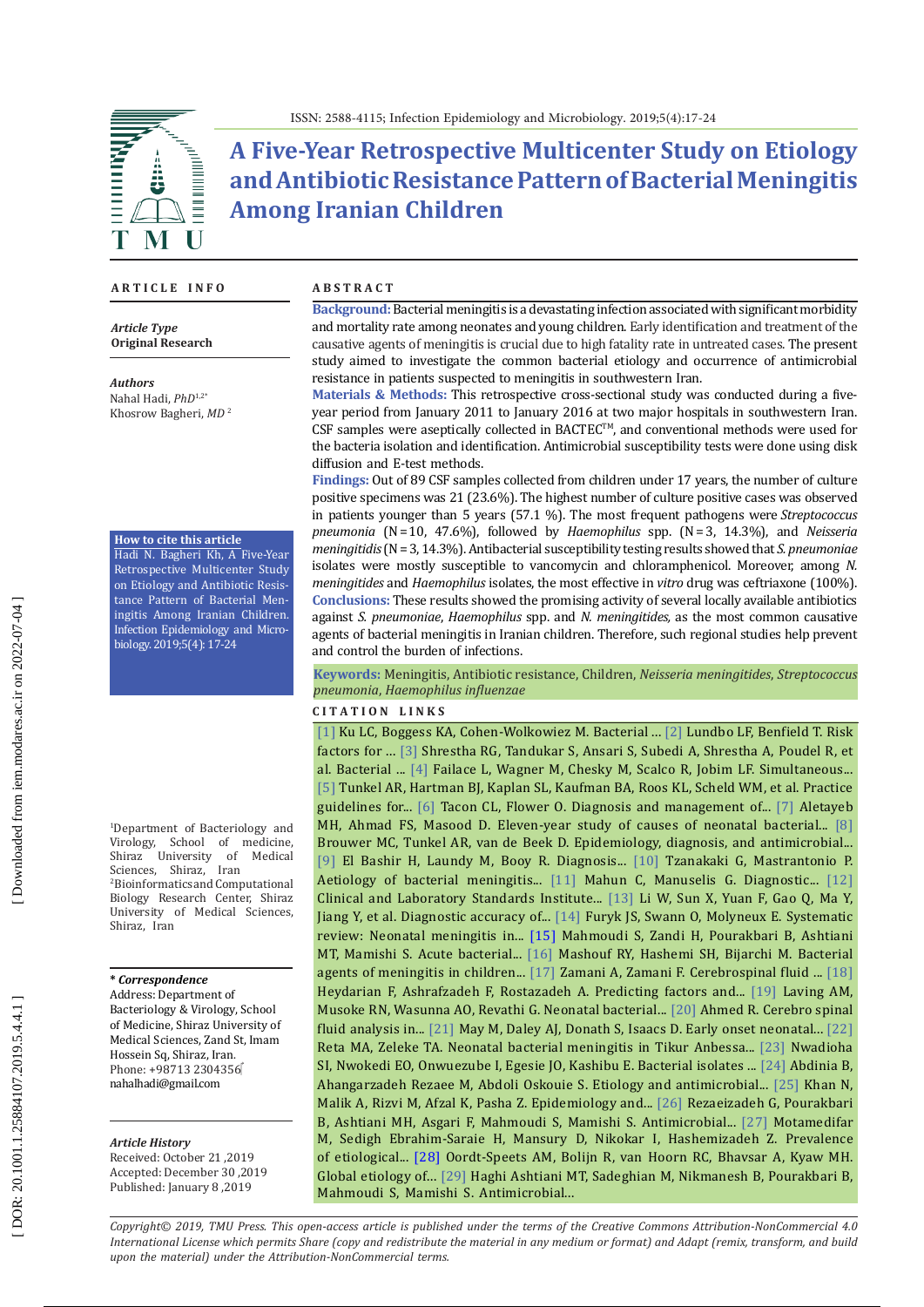ISSN: 2588-4115; Infection Epidemiology and Microbiology. 2019;5(4):17-24

# A Five-Year Retrospective Multicenter Study on Etiology and Antibiotic Resistance Pattern of Bacterial Meningitis Among Iranian Children

## ARTICLE INFO

***Article Type***
**Original Research**

***Authors***
Nahal Hadi, *PhD*[1,2*]
Khosrow Bagheri, *MD* [2]

**How to cite this article**
Hadi N. Bagheri Kh, A Five-Year Retrospective Multicenter Study on Etiology and Antibiotic Resistance Pattern of Bacterial Meningitis Among Iranian Children. Infection Epidemiology and Microbiology. 2019;5(4): 17-24

[1]Department of Bacteriology and Virology, School of medicine, Shiraz University of Medical Sciences, Shiraz, Iran
[2]Bioinformatics and Computational Biology Research Center, Shiraz University of Medical Sciences, Shiraz, Iran

***\* Correspondence***
Address: Department of Bacteriology & Virology, School of Medicine, Shiraz University of Medical Sciences, Zand St, Imam Hossein Sq, Shiraz, Iran.
Phone: +98713 2304356
nahalhadi@gmail.com

***Article History***
Received: October 21 ,2019
Accepted: December 30 ,2019
Published: January 8 ,2019

## ABSTRACT

**Background:** Bacterial meningitis is a devastating infection associated with significant morbidity and mortality rate among neonates and young children. Early identification and treatment of the causative agents of meningitis is crucial due to high fatality rate in untreated cases. The present study aimed to investigate the common bacterial etiology and occurrence of antimicrobial resistance in patients suspected to meningitis in southwestern Iran.

**Materials & Methods:** This retrospective cross-sectional study was conducted during a five-year period from January 2011 to January 2016 at two major hospitals in southwestern Iran. CSF samples were aseptically collected in BACTEC™, and conventional methods were used for the bacteria isolation and identification. Antimicrobial susceptibility tests were done using disk diffusion and E-test methods.

**Findings:** Out of 89 CSF samples collected from children under 17 years, the number of culture positive specimens was 21 (23.6%). The highest number of culture positive cases was observed in patients younger than 5 years (57.1 %). The most frequent pathogens were *Streptococcus pneumonia* (N=10, 47.6%), followed by *Haemophilus* spp. (N=3, 14.3%), and *Neisseria meningitidis* (N=3, 14.3%). Antibacterial susceptibility testing results showed that *S. pneumoniae* isolates were mostly susceptible to vancomycin and chloramphenicol. Moreover, among *N. meningitides* and *Haemophilus* isolates, the most effective in *vitro* drug was ceftriaxone (100%).

**Conclusions:** These results showed the promising activity of several locally available antibiotics against *S. pneumoniae*, *Haemophilus* spp. and *N. meningitides,* as the most common causative agents of bacterial meningitis in Iranian children. Therefore, such regional studies help prevent and control the burden of infections.

**Keywords:** Meningitis, Antibiotic resistance, Children, *Neisseria meningitides*, *Streptococcus pneumonia*, *Haemophilus influenzae*

## CITATION LINKS

[1] Ku LC, Boggess KA, Cohen-Wolkowiez M. Bacterial ... [2] Lundbo LF, Benfield T. Risk factors for ... [3] Shrestha RG, Tandukar S, Ansari S, Subedi A, Shrestha A, Poudel R, et al. Bacterial ... [4] Failace L, Wagner M, Chesky M, Scalco R, Jobim LF. Simultaneous... [5] Tunkel AR, Hartman BJ, Kaplan SL, Kaufman BA, Roos KL, Scheld WM, et al. Practice guidelines for... [6] Tacon CL, Flower O. Diagnosis and management of... [7] Aletayeb MH, Ahmad FS, Masood D. Eleven-year study of causes of neonatal bacterial... [8] Brouwer MC, Tunkel AR, van de Beek D. Epidemiology, diagnosis, and antimicrobial... [9] El Bashir H, Laundy M, Booy R. Diagnosis... [10] Tzanakaki G, Mastrantonio P. Aetiology of bacterial meningitis... [11] Mahun C, Manuselis G. Diagnostic... [12] Clinical and Laboratory Standards Institute... [13] Li W, Sun X, Yuan F, Gao Q, Ma Y, Jiang Y, et al. Diagnostic accuracy of... [14] Furyk JS, Swann O, Molyneux E. Systematic review: Neonatal meningitis in... [15] Mahmoudi S, Zandi H, Pourakbari B, Ashtiani MT, Mamishi S. Acute bacterial... [16] Mashouf RY, Hashemi SH, Bijarchi M. Bacterial agents of meningitis in children... [17] Zamani A, Zamani F. Cerebrospinal fluid ... [18] Heydarian F, Ashrafzadeh F, Rostazadeh A. Predicting factors and... [19] Laving AM, Musoke RN, Wasunna AO, Revathi G. Neonatal bacterial... [20] Ahmed R. Cerebro spinal fluid analysis in... [21] May M, Daley AJ, Donath S, Isaacs D. Early onset neonatal... [22] Reta MA, Zeleke TA. Neonatal bacterial meningitis in Tikur Anbessa... [23] Nwadioha SI, Nwokedi EO, Onwuezube I, Egesie JO, Kashibu E. Bacterial isolates ... [24] Abdinia B, Ahangarzadeh Rezaee M, Abdoli Oskouie S. Etiology and antimicrobial... [25] Khan N, Malik A, Rizvi M, Afzal K, Pasha Z. Epidemiology and... [26] Rezaeizadeh G, Pourakbari B, Ashtiani MH, Asgari F, Mahmoudi S, Mamishi S. Antimicrobial... [27] Motamedifar M, Sedigh Ebrahim-Saraie H, Mansury D, Nikokar I, Hashemizadeh Z. Prevalence of etiological... [28] Oordt-Speets AM, Bolijn R, van Hoorn RC, Bhavsar A, Kyaw MH. Global etiology of... [29] Haghi Ashtiani MT, Sadeghian M, Nikmanesh B, Pourakbari B, Mahmoudi S, Mamishi S. Antimicrobial...

*Copyright© 2019, TMU Press. This open-access article is published under the terms of the Creative Commons Attribution-NonCommercial 4.0 International License which permits Share (copy and redistribute the material in any medium or format) and Adapt (remix, transform, and build upon the material) under the Attribution-NonCommercial terms.*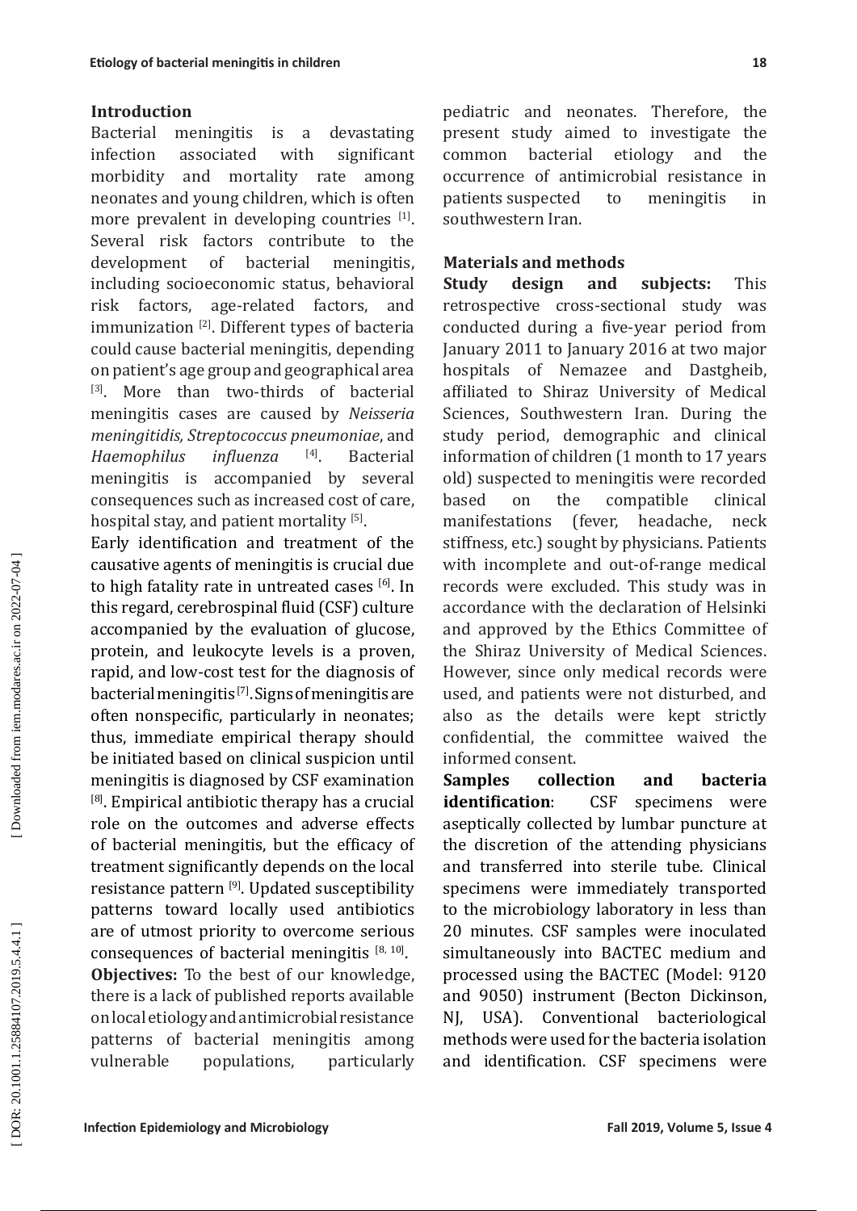## Introduction

Bacterial meningitis is a devastating infection associated with significant morbidity and mortality rate among neonates and young children, which is often more prevalent in developing countries [1]. Several risk factors contribute to the development of bacterial meningitis, including socioeconomic status, behavioral risk factors, age-related factors, and immunization [2]. Different types of bacteria could cause bacterial meningitis, depending on patient's age group and geographical area [3]. More than two-thirds of bacterial meningitis cases are caused by *Neisseria meningitidis, Streptococcus pneumoniae*, and *Haemophilus influenza* [4]. Bacterial meningitis is accompanied by several consequences such as increased cost of care, hospital stay, and patient mortality [5].

Early identification and treatment of the causative agents of meningitis is crucial due to high fatality rate in untreated cases [6]. In this regard, cerebrospinal fluid (CSF) culture accompanied by the evaluation of glucose, protein, and leukocyte levels is a proven, rapid, and low-cost test for the diagnosis of bacterial meningitis [7]. Signs of meningitis are often nonspecific, particularly in neonates; thus, immediate empirical therapy should be initiated based on clinical suspicion until meningitis is diagnosed by CSF examination [8]. Empirical antibiotic therapy has a crucial role on the outcomes and adverse effects of bacterial meningitis, but the efficacy of treatment significantly depends on the local resistance pattern [9]. Updated susceptibility patterns toward locally used antibiotics are of utmost priority to overcome serious consequences of bacterial meningitis [8, 10].

**Objectives:** To the best of our knowledge, there is a lack of published reports available on local etiology and antimicrobial resistance patterns of bacterial meningitis among vulnerable populations, particularly pediatric and neonates. Therefore, the present study aimed to investigate the common bacterial etiology and the occurrence of antimicrobial resistance in patients suspected to meningitis in southwestern Iran.

## Materials and methods

**Study design and subjects:** This retrospective cross-sectional study was conducted during a five-year period from January 2011 to January 2016 at two major hospitals of Nemazee and Dastgheib, affiliated to Shiraz University of Medical Sciences, Southwestern Iran. During the study period, demographic and clinical information of children (1 month to 17 years old) suspected to meningitis were recorded based on the compatible clinical manifestations (fever, headache, neck stiffness, etc.) sought by physicians. Patients with incomplete and out-of-range medical records were excluded. This study was in accordance with the declaration of Helsinki and approved by the Ethics Committee of the Shiraz University of Medical Sciences. However, since only medical records were used, and patients were not disturbed, and also as the details were kept strictly confidential, the committee waived the informed consent.

**Samples collection and bacteria identification**: CSF specimens were aseptically collected by lumbar puncture at the discretion of the attending physicians and transferred into sterile tube. Clinical specimens were immediately transported to the microbiology laboratory in less than 20 minutes. CSF samples were inoculated simultaneously into BACTEC medium and processed using the BACTEC (Model: 9120 and 9050) instrument (Becton Dickinson, NJ, USA). Conventional bacteriological methods were used for the bacteria isolation and identification. CSF specimens were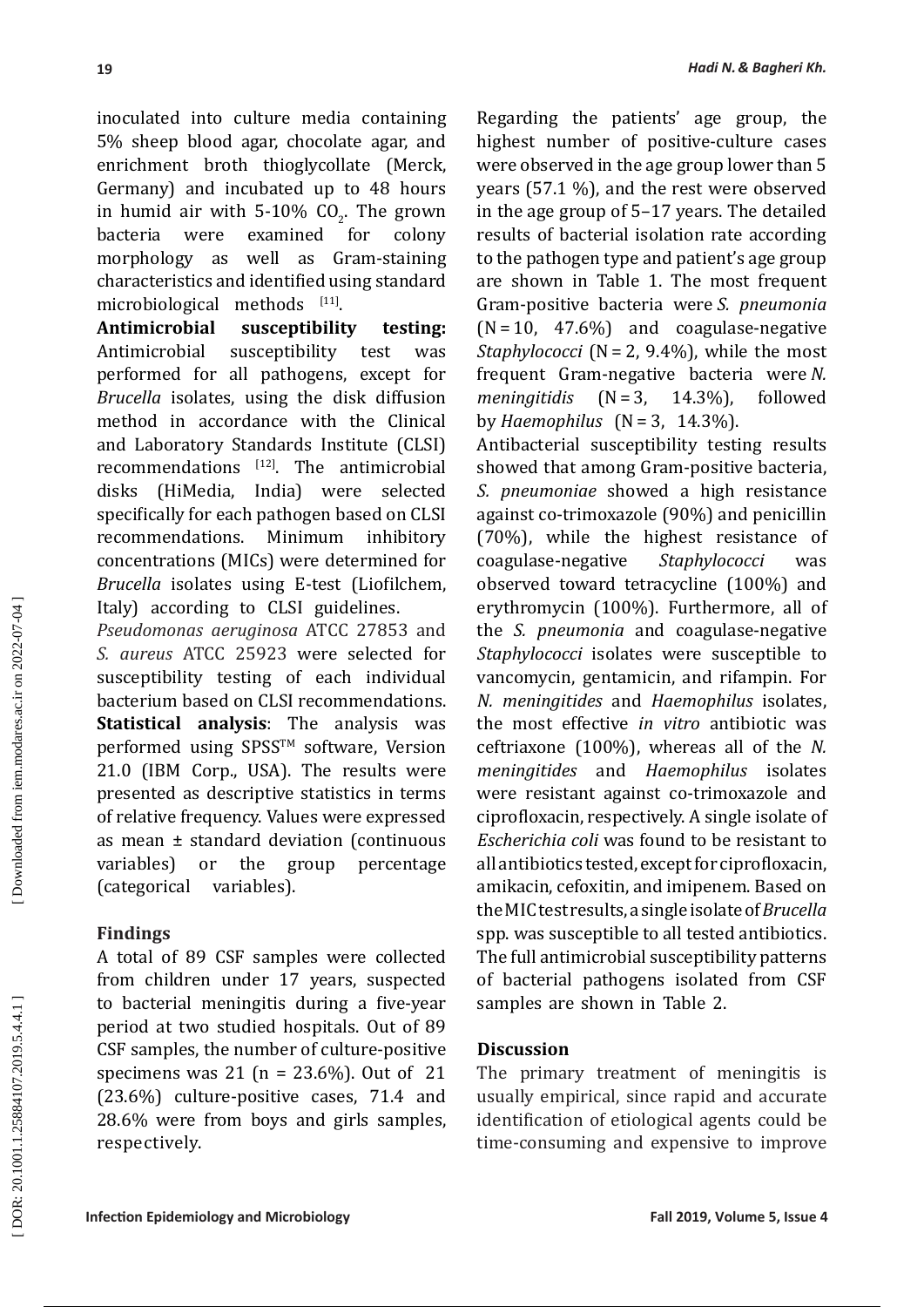inoculated into culture media containing 5% sheep blood agar, chocolate agar, and enrichment broth thioglycollate (Merck, Germany) and incubated up to 48 hours in humid air with 5-10% $CO_2$. The grown bacteria were examined for colony morphology as well as Gram-staining characteristics and identified using standard microbiological methods [11].

**Antimicrobial susceptibility testing:** Antimicrobial susceptibility test was performed for all pathogens, except for *Brucella* isolates, using the disk diffusion method in accordance with the Clinical and Laboratory Standards Institute (CLSI) recommendations [12]. The antimicrobial disks (HiMedia, India) were selected specifically for each pathogen based on CLSI recommendations. Minimum inhibitory concentrations (MICs) were determined for *Brucella* isolates using E-test (Liofilchem, Italy) according to CLSI guidelines.

*Pseudomonas aeruginosa* ATCC 27853 and *S. aureus* ATCC 25923 were selected for susceptibility testing of each individual bacterium based on CLSI recommendations.

**Statistical analysis**: The analysis was performed using SPSS™ software, Version 21.0 (IBM Corp., USA). The results were presented as descriptive statistics in terms of relative frequency. Values were expressed as mean ± standard deviation (continuous variables) or the group percentage (categorical variables).

## Findings

A total of 89 CSF samples were collected from children under 17 years, suspected to bacterial meningitis during a five-year period at two studied hospitals. Out of 89 CSF samples, the number of culture-positive specimens was 21 (n = 23.6%). Out of 21 (23.6%) culture-positive cases, 71.4 and 28.6% were from boys and girls samples, respectively.

Regarding the patients' age group, the highest number of positive-culture cases were observed in the age group lower than 5 years (57.1 %), and the rest were observed in the age group of 5–17 years. The detailed results of bacterial isolation rate according to the pathogen type and patient's age group are shown in Table 1. The most frequent Gram-positive bacteria were *S. pneumonia* (N = 10, 47.6%) and coagulase-negative *Staphylococci* (N = 2, 9.4%), while the most frequent Gram-negative bacteria were *N. meningitidis* (N = 3, 14.3%), followed by *Haemophilus* (N = 3, 14.3%).

Antibacterial susceptibility testing results showed that among Gram-positive bacteria, *S. pneumoniae* showed a high resistance against co-trimoxazole (90%) and penicillin (70%), while the highest resistance of coagulase-negative *Staphylococci* was observed toward tetracycline (100%) and erythromycin (100%). Furthermore, all of the *S. pneumonia* and coagulase-negative *Staphylococci* isolates were susceptible to vancomycin, gentamicin, and rifampin. For *N. meningitides* and *Haemophilus* isolates, the most effective *in vitro* antibiotic was ceftriaxone (100%), whereas all of the *N. meningitides* and *Haemophilus* isolates were resistant against co-trimoxazole and ciprofloxacin, respectively. A single isolate of *Escherichia coli* was found to be resistant to all antibiotics tested, except for ciprofloxacin, amikacin, cefoxitin, and imipenem. Based on the MIC test results, a single isolate of *Brucella* spp. was susceptible to all tested antibiotics. The full antimicrobial susceptibility patterns of bacterial pathogens isolated from CSF samples are shown in Table 2.

## Discussion

The primary treatment of meningitis is usually empirical, since rapid and accurate identification of etiological agents could be time-consuming and expensive to improve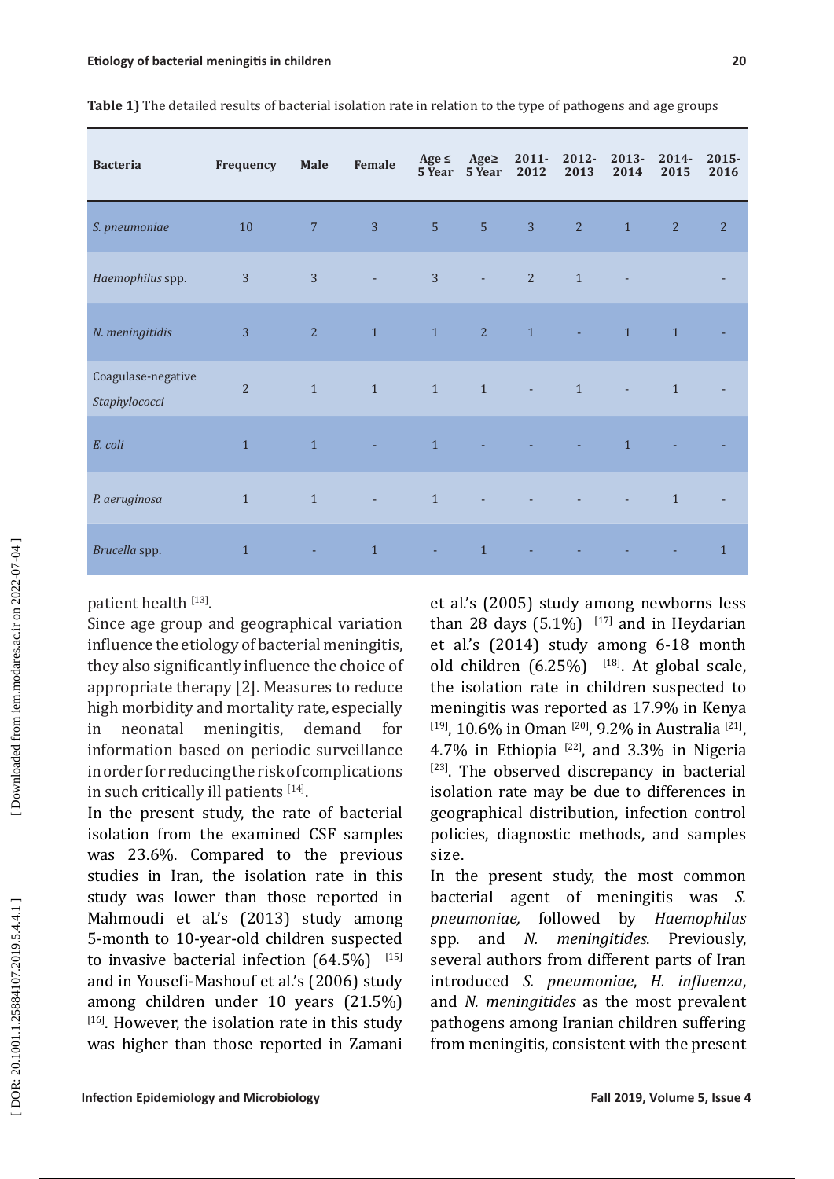**Table 1)** The detailed results of bacterial isolation rate in relation to the type of pathogens and age groups

| Bacteria | Frequency | Male | Female | Age ≤ 5 Year | Age≥ 5 Year | 2011-2012 | 2012-2013 | 2013-2014 | 2014-2015 | 2015-2016 |
|---|---|---|---|---|---|---|---|---|---|---|
| *S. pneumoniae* | 10 | 7 | 3 | 5 | 5 | 3 | 2 | 1 | 2 | 2 |
| *Haemophilus* spp. | 3 | 3 | - | 3 | - | 2 | 1 | - | | - |
| *N. meningitidis* | 3 | 2 | 1 | 1 | 2 | 1 | - | 1 | 1 | - |
| Coagulase-negative *Staphylococci* | 2 | 1 | 1 | 1 | 1 | - | 1 | - | 1 | - |
| *E. coli* | 1 | 1 | - | 1 | - | - | - | 1 | - | - |
| *P. aeruginosa* | 1 | 1 | - | 1 | - | - | - | - | 1 | - |
| *Brucella* spp. | 1 | - | 1 | - | 1 | - | - | - | - | 1 |

patient health [13].

Since age group and geographical variation influence the etiology of bacterial meningitis, they also significantly influence the choice of appropriate therapy [2]. Measures to reduce high morbidity and mortality rate, especially in neonatal meningitis, demand for information based on periodic surveillance in order for reducing the risk of complications in such critically ill patients [14].

In the present study, the rate of bacterial isolation from the examined CSF samples was 23.6%. Compared to the previous studies in Iran, the isolation rate in this study was lower than those reported in Mahmoudi et al.'s (2013) study among 5-month to 10-year-old children suspected to invasive bacterial infection (64.5%) [15] and in Yousefi-Mashouf et al.'s (2006) study among children under 10 years (21.5%) [16]. However, the isolation rate in this study was higher than those reported in Zamani et al.'s (2005) study among newborns less than 28 days (5.1%) [17] and in Heydarian et al.'s (2014) study among 6-18 month old children (6.25%) [18]. At global scale, the isolation rate in children suspected to meningitis was reported as 17.9% in Kenya [19], 10.6% in Oman [20], 9.2% in Australia [21], 4.7% in Ethiopia [22], and 3.3% in Nigeria [23]. The observed discrepancy in bacterial isolation rate may be due to differences in geographical distribution, infection control policies, diagnostic methods, and samples size.

In the present study, the most common bacterial agent of meningitis was *S. pneumoniae,* followed by *Haemophilus* spp. and *N. meningitides*. Previously, several authors from different parts of Iran introduced *S. pneumoniae*, *H. influenza*, and *N. meningitides* as the most prevalent pathogens among Iranian children suffering from meningitis, consistent with the present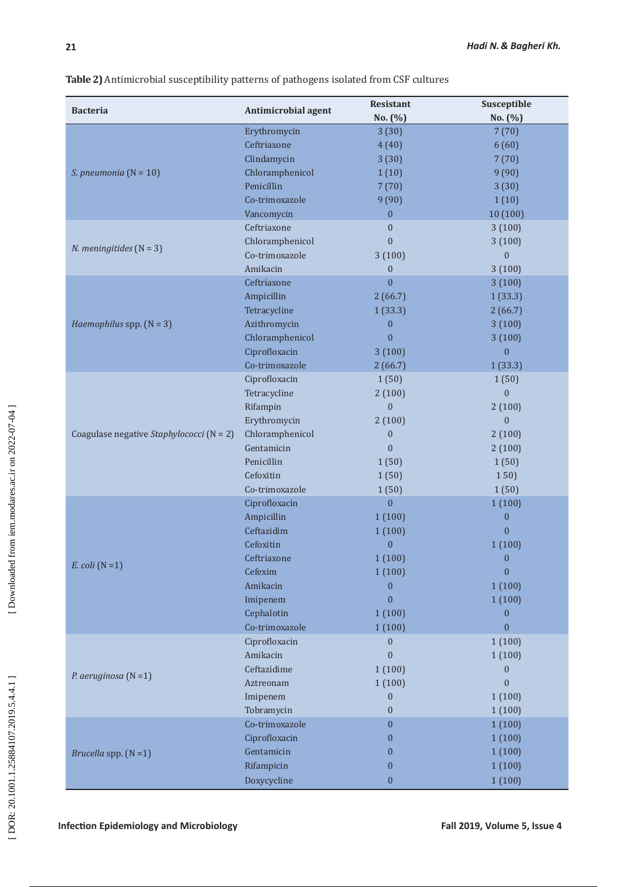**Table 2)** Antimicrobial susceptibility patterns of pathogens isolated from CSF cultures

| Bacteria | Antimicrobial agent | Resistant No. (%) | Susceptible No. (%) |
|---|---|---|---|
| *S. pneumonia* (N = 10) | Erythromycin | 3 (30) | 7 (70) |
| | Ceftriaxone | 4 (40) | 6 (60) |
| | Clindamycin | 3 (30) | 7 (70) |
| | Chloramphenicol | 1 (10) | 9 (90) |
| | Penicillin | 7 (70) | 3 (30) |
| | Co-trimoxazole | 9 (90) | 1 (10) |
| | Vancomycin | 0 | 10 (100) |
| *N. meningitides* (N = 3) | Ceftriaxone | 0 | 3 (100) |
| | Chloramphenicol | 0 | 3 (100) |
| | Co-trimoxazole | 3 (100) | 0 |
| | Amikacin | 0 | 3 (100) |
| *Haemophilus* spp. (N = 3) | Ceftriaxone | 0 | 3 (100) |
| | Ampicillin | 2 (66.7) | 1 (33.3) |
| | Tetracycline | 1 (33.3) | 2 (66.7) |
| | Azithromycin | 0 | 3 (100) |
| | Chloramphenicol | 0 | 3 (100) |
| | Ciprofloxacin | 3 (100) | 0 |
| | Co-trimoxazole | 2 (66.7) | 1 (33.3) |
| Coagulase negative *Staphylococci* (N = 2) | Ciprofloxacin | 1 (50) | 1 (50) |
| | Tetracycline | 2 (100) | 0 |
| | Rifampin | 0 | 2 (100) |
| | Erythromycin | 2 (100) | 0 |
| | Chloramphenicol | 0 | 2 (100) |
| | Gentamicin | 0 | 2 (100) |
| | Penicillin | 1 (50) | 1 (50) |
| | Cefoxitin | 1 (50) | 1 50) |
| | Co-trimoxazole | 1 (50) | 1 (50) |
| *E. coli* (N =1) | Ciprofloxacin | 0 | 1 (100) |
| | Ampicillin | 1 (100) | 0 |
| | Ceftazidim | 1 (100) | 0 |
| | Cefoxitin | 0 | 1 (100) |
| | Ceftriaxone | 1 (100) | 0 |
| | Cefexim | 1 (100) | 0 |
| | Amikacin | 0 | 1 (100) |
| | Imipenem | 0 | 1 (100) |
| | Cephalotin | 1 (100) | 0 |
| | Co-trimoxazole | 1 (100) | 0 |
| *P. aeruginosa* (N =1) | Ciprofloxacin | 0 | 1 (100) |
| | Amikacin | 0 | 1 (100) |
| | Ceftazidime | 1 (100) | 0 |
| | Aztreonam | 1 (100) | 0 |
| | Imipenem | 0 | 1 (100) |
| | Tobramycin | 0 | 1 (100) |
| *Brucella* spp. (N =1) | Co-trimoxazole | 0 | 1 (100) |
| | Ciprofloxacin | 0 | 1 (100) |
| | Gentamicin | 0 | 1 (100) |
| | Rifampicin | 0 | 1 (100) |
| | Doxycycline | 0 | 1 (100) |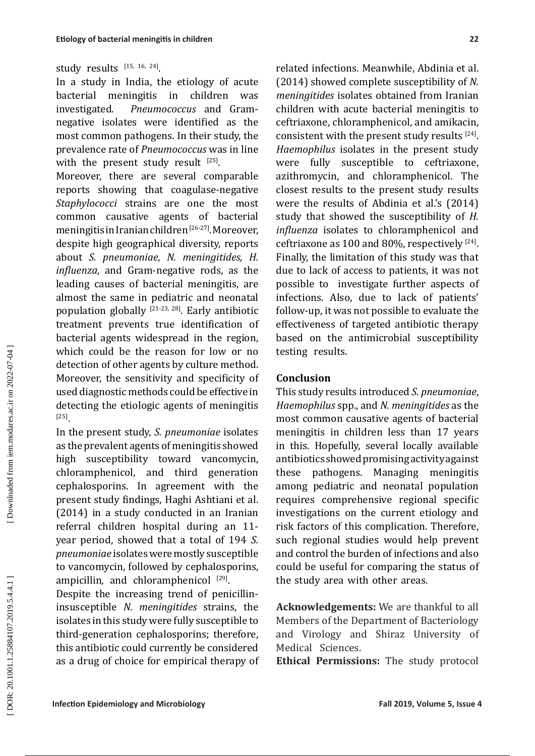study results [15, 16, 24].

In a study in India, the etiology of acute bacterial meningitis in children was investigated. *Pneumococcus* and Gram-negative isolates were identified as the most common pathogens. In their study, the prevalence rate of *Pneumococcus* was in line with the present study result [25].

Moreover, there are several comparable reports showing that coagulase-negative *Staphylococci* strains are one the most common causative agents of bacterial meningitis in Iranian children [26-27]. Moreover, despite high geographical diversity, reports about *S. pneumoniae*, *N. meningitides, H. influenza*, and Gram-negative rods, as the leading causes of bacterial meningitis, are almost the same in pediatric and neonatal population globally [21-23, 28]. Early antibiotic treatment prevents true identification of bacterial agents widespread in the region, which could be the reason for low or no detection of other agents by culture method. Moreover, the sensitivity and specificity of used diagnostic methods could be effective in detecting the etiologic agents of meningitis [25].

In the present study, *S. pneumoniae* isolates as the prevalent agents of meningitis showed high susceptibility toward vancomycin, chloramphenicol, and third generation cephalosporins. In agreement with the present study findings, Haghi Ashtiani et al. (2014) in a study conducted in an Iranian referral children hospital during an 11-year period, showed that a total of 194 *S. pneumoniae* isolates were mostly susceptible to vancomycin, followed by cephalosporins, ampicillin, and chloramphenicol [29].

Despite the increasing trend of penicillin-insusceptible *N. meningitides* strains, the isolates in this study were fully susceptible to third-generation cephalosporins; therefore, this antibiotic could currently be considered as a drug of choice for empirical therapy of related infections. Meanwhile, Abdinia et al. (2014) showed complete susceptibility of *N. meningitides* isolates obtained from Iranian children with acute bacterial meningitis to ceftriaxone, chloramphenicol, and amikacin, consistent with the present study results [24]. *Haemophilus* isolates in the present study were fully susceptible to ceftriaxone, azithromycin, and chloramphenicol. The closest results to the present study results were the results of Abdinia et al.'s (2014) study that showed the susceptibility of *H. influenza* isolates to chloramphenicol and ceftriaxone as 100 and 80%, respectively [24]. Finally, the limitation of this study was that due to lack of access to patients, it was not possible to investigate further aspects of infections. Also, due to lack of patients' follow-up, it was not possible to evaluate the effectiveness of targeted antibiotic therapy based on the antimicrobial susceptibility testing results.

## Conclusion

This study results introduced *S. pneumoniae*, *Haemophilus* spp., and *N. meningitides* as the most common causative agents of bacterial meningitis in children less than 17 years in this. Hopefully, several locally available antibiotics showed promising activity against these pathogens. Managing meningitis among pediatric and neonatal population requires comprehensive regional specific investigations on the current etiology and risk factors of this complication. Therefore, such regional studies would help prevent and control the burden of infections and also could be useful for comparing the status of the study area with other areas.

**Acknowledgements:** We are thankful to all Members of the Department of Bacteriology and Virology and Shiraz University of Medical Sciences.

**Ethical Permissions:** The study protocol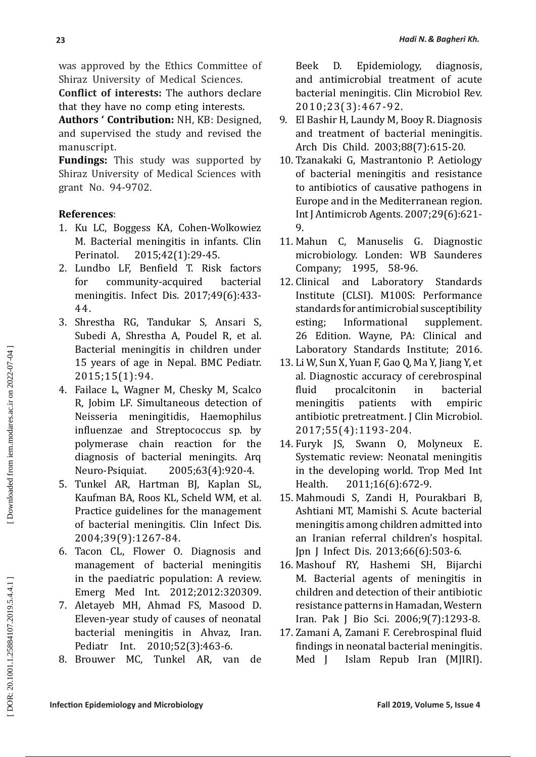was approved by the Ethics Committee of Shiraz University of Medical Sciences.

**Conflict of interests:** The authors declare that they have no comp eting interests.

**Authors ' Contribution:** NH, KB: Designed, and supervised the study and revised the manuscript.

**Fundings:** This study was supported by Shiraz University of Medical Sciences with grant No. 94-9702.

**References**:

1. Ku LC, Boggess KA, Cohen-Wolkowiez M. Bacterial meningitis in infants. Clin Perinatol. 2015;42(1):29-45.
2. Lundbo LF, Benfield T. Risk factors for community-acquired bacterial meningitis. Infect Dis. 2017;49(6):433-44.
3. Shrestha RG, Tandukar S, Ansari S, Subedi A, Shrestha A, Poudel R, et al. Bacterial meningitis in children under 15 years of age in Nepal. BMC Pediatr. 2015;15(1):94.
4. Failace L, Wagner M, Chesky M, Scalco R, Jobim LF. Simultaneous detection of Neisseria meningitidis, Haemophilus influenzae and Streptococcus sp. by polymerase chain reaction for the diagnosis of bacterial meningits. Arq Neuro-Psiquiat. 2005;63(4):920-4.
5. Tunkel AR, Hartman BJ, Kaplan SL, Kaufman BA, Roos KL, Scheld WM, et al. Practice guidelines for the management of bacterial meningitis. Clin Infect Dis. 2004;39(9):1267-84.
6. Tacon CL, Flower O. Diagnosis and management of bacterial meningitis in the paediatric population: A review. Emerg Med Int. 2012;2012:320309.
7. Aletayeb MH, Ahmad FS, Masood D. Eleven-year study of causes of neonatal bacterial meningitis in Ahvaz, Iran. Pediatr Int. 2010;52(3):463-6.
8. Brouwer MC, Tunkel AR, van de Beek D. Epidemiology, diagnosis, and antimicrobial treatment of acute bacterial meningitis. Clin Microbiol Rev. 2010;23(3):467-92.
9. El Bashir H, Laundy M, Booy R. Diagnosis and treatment of bacterial meningitis. Arch Dis Child. 2003;88(7):615-20.
10. Tzanakaki G, Mastrantonio P. Aetiology of bacterial meningitis and resistance to antibiotics of causative pathogens in Europe and in the Mediterranean region. Int J Antimicrob Agents. 2007;29(6):621-9.
11. Mahun C, Manuselis G. Diagnostic microbiology. Londen: WB Saunderes Company; 1995, 58-96.
12. Clinical and Laboratory Standards Institute (CLSI). M100S: Performance standards for antimicrobial susceptibility esting; Informational supplement. 26 Edition. Wayne, PA: Clinical and Laboratory Standards Institute; 2016.
13. Li W, Sun X, Yuan F, Gao Q, Ma Y, Jiang Y, et al. Diagnostic accuracy of cerebrospinal fluid procalcitonin in bacterial meningitis patients with empiric antibiotic pretreatment. J Clin Microbiol. 2017;55(4):1193-204.
14. Furyk JS, Swann O, Molyneux E. Systematic review: Neonatal meningitis in the developing world. Trop Med Int Health. 2011;16(6):672-9.
15. Mahmoudi S, Zandi H, Pourakbari B, Ashtiani MT, Mamishi S. Acute bacterial meningitis among children admitted into an Iranian referral children's hospital. Jpn J Infect Dis. 2013;66(6):503-6.
16. Mashouf RY, Hashemi SH, Bijarchi M. Bacterial agents of meningitis in children and detection of their antibiotic resistance patterns in Hamadan, Western Iran. Pak J Bio Sci. 2006;9(7):1293-8.
17. Zamani A, Zamani F. Cerebrospinal fluid findings in neonatal bacterial meningitis. Med J Islam Repub Iran (MJIRI).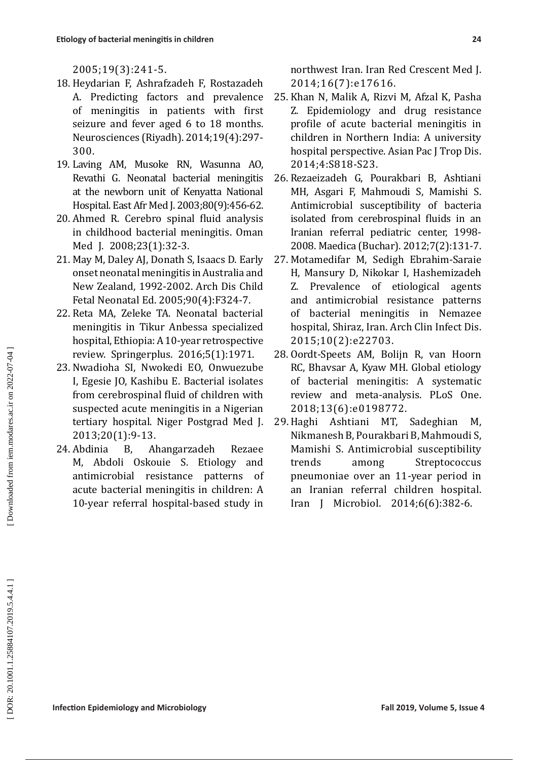2005;19(3):241-5.

18. Heydarian F, Ashrafzadeh F, Rostazadeh A. Predicting factors and prevalence of meningitis in patients with first seizure and fever aged 6 to 18 months. Neurosciences (Riyadh). 2014;19(4):297-300.
19. Laving AM, Musoke RN, Wasunna AO, Revathi G. Neonatal bacterial meningitis at the newborn unit of Kenyatta National Hospital. East Afr Med J. 2003;80(9):456-62.
20. Ahmed R. Cerebro spinal fluid analysis in childhood bacterial meningitis. Oman Med J. 2008;23(1):32-3.
21. May M, Daley AJ, Donath S, Isaacs D. Early onset neonatal meningitis in Australia and New Zealand, 1992-2002. Arch Dis Child Fetal Neonatal Ed. 2005;90(4):F324-7.
22. Reta MA, Zeleke TA. Neonatal bacterial meningitis in Tikur Anbessa specialized hospital, Ethiopia: A 10-year retrospective review. Springerplus. 2016;5(1):1971.
23. Nwadioha SI, Nwokedi EO, Onwuezube I, Egesie JO, Kashibu E. Bacterial isolates from cerebrospinal fluid of children with suspected acute meningitis in a Nigerian tertiary hospital. Niger Postgrad Med J. 2013;20(1):9-13.
24. Abdinia B, Ahangarzadeh Rezaee M, Abdoli Oskouie S. Etiology and antimicrobial resistance patterns of acute bacterial meningitis in children: A 10-year referral hospital-based study in northwest Iran. Iran Red Crescent Med J. 2014;16(7):e17616.
25. Khan N, Malik A, Rizvi M, Afzal K, Pasha Z. Epidemiology and drug resistance profile of acute bacterial meningitis in children in Northern India: A university hospital perspective. Asian Pac J Trop Dis. 2014;4:S818-S23.
26. Rezaeizadeh G, Pourakbari B, Ashtiani MH, Asgari F, Mahmoudi S, Mamishi S. Antimicrobial susceptibility of bacteria isolated from cerebrospinal fluids in an Iranian referral pediatric center, 1998-2008. Maedica (Buchar). 2012;7(2):131-7.
27. Motamedifar M, Sedigh Ebrahim-Saraie H, Mansury D, Nikokar I, Hashemizadeh Z. Prevalence of etiological agents and antimicrobial resistance patterns of bacterial meningitis in Nemazee hospital, Shiraz, Iran. Arch Clin Infect Dis. 2015;10(2):e22703.
28. Oordt-Speets AM, Bolijn R, van Hoorn RC, Bhavsar A, Kyaw MH. Global etiology of bacterial meningitis: A systematic review and meta-analysis. PLoS One. 2018;13(6):e0198772.
29. Haghi Ashtiani MT, Sadeghian M, Nikmanesh B, Pourakbari B, Mahmoudi S, Mamishi S. Antimicrobial susceptibility trends among Streptococcus pneumoniae over an 11-year period in an Iranian referral children hospital. Iran J Microbiol. 2014;6(6):382-6.